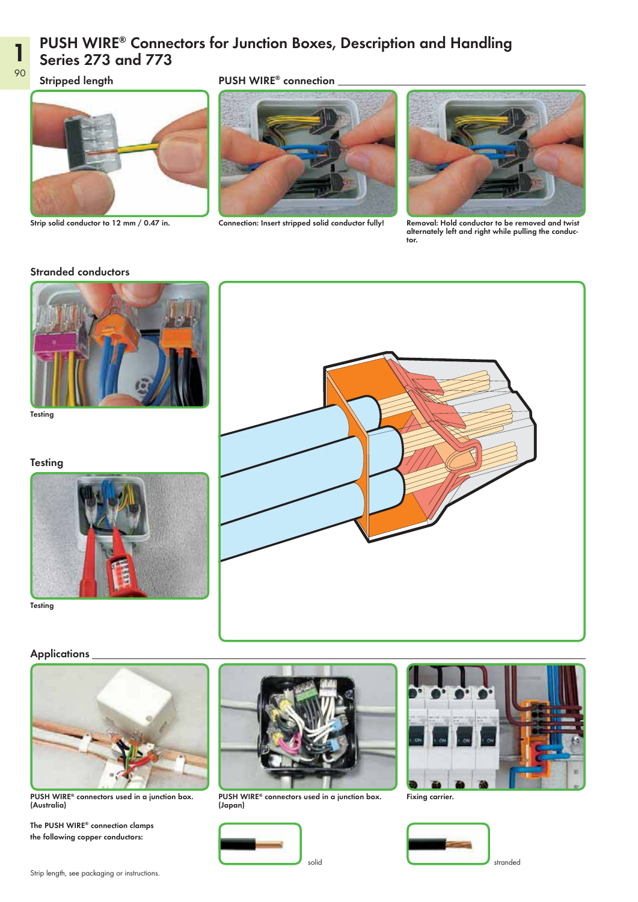# PUSH WIRE® Connectors for Junction Boxes, Description and Handling Series 273 and 773

## Stripped length

Strip solid conductor to 12 mm / 0.47 in.

## PUSH WIRE® connection

Connection: Insert stripped solid conductor fully!

Removal: Hold conductor to be removed and twist alternately left and right while pulling the conductor.

## Stranded conductors

Testing

## Testing

Testing

## Applications

PUSH WIRE® connectors used in a junction box. (Australia)

PUSH WIRE® connectors used in a junction box. (Japan)

Fixing carrier.

The PUSH WIRE® connection clamps the following copper conductors:

solid

stranded

Strip length, see packaging or instructions.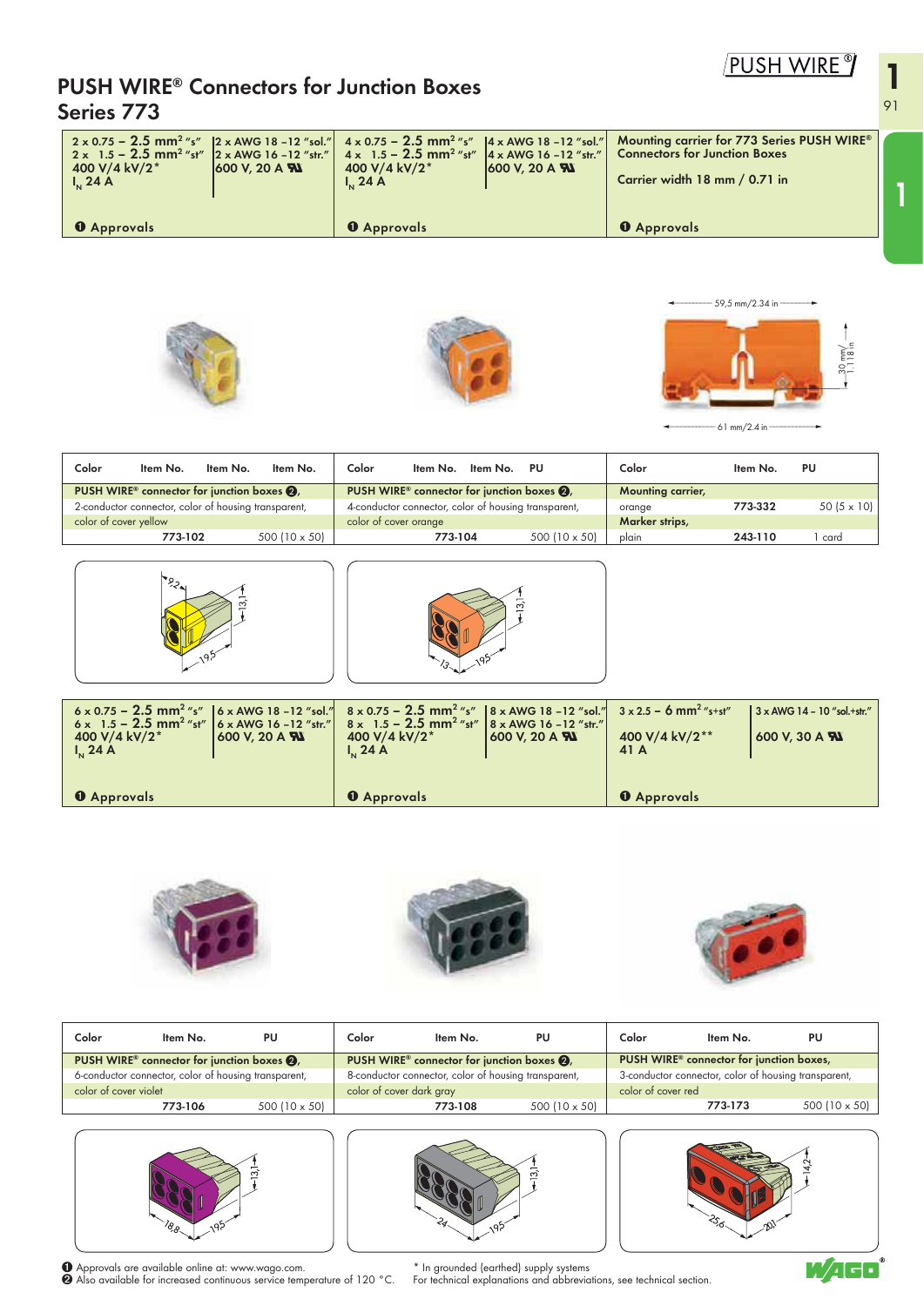# PUSH WIRE® Connectors for Junction Boxes
## Series 773

| | | | | |
|---|---|---|---|---|
| 2 x 0.75 – 2.5 mm² "s"<br>2 x 1.5 – 2.5 mm² "st"<br>400 V/4 kV/2*<br>$I_N$ 24 A | 2 x AWG 18 –12 "sol."<br>2 x AWG 16 –12 "str."<br>600 V, 20 A | 4 x 0.75 – 2.5 mm² "s"<br>4 x 1.5 – 2.5 mm² "st"<br>400 V/4 kV/2*<br>$I_N$ 24 A | 4 x AWG 18 –12 "sol."<br>4 x AWG 16 –12 "str."<br>600 V, 20 A | Mounting carrier for 773 Series PUSH WIRE® Connectors for Junction Boxes<br><br>Carrier width 18 mm / 0.71 in |
| ❶ Approvals | | ❶ Approvals | | ❶ Approvals |

59,5 mm/2.34 in
30 mm/1.118 in
61 mm/2.4 in

| Color | Item No. | Item No. | Item No. |
|---|---|---|---|
| **PUSH WIRE® connector for junction boxes ❷,** | | | |
| 2-conductor connector, color of housing transparent, | | | |
| color of cover yellow | | | |
| | 773-102 | 500 (10 x 50) | |

| Color | Item No. | Item No. | PU |
|---|---|---|---|
| **PUSH WIRE® connector for junction boxes ❷,** | | | |
| 4-conductor connector, color of housing transparent, | | | |
| color of cover orange | | | |
| | 773-104 | | 500 (10 x 50) |

| Color | Item No. | PU |
|---|---|---|
| **Mounting carrier,** | | |
| orange | 773-332 | 50 (5 x 10) |
| **Marker strips,** | | |
| plain | 243-110 | 1 card |

9,2
13,1
19,5
13,1
13
19,5

| | | | | | |
|---|---|---|---|---|---|
| 6 x 0.75 – 2.5 mm² "s"<br>6 x 1.5 – 2.5 mm² "st"<br>400 V/4 kV/2*<br>$I_N$ 24 A | 6 x AWG 18 –12 "sol."<br>6 x AWG 16 –12 "str."<br>600 V, 20 A | 8 x 0.75 – 2.5 mm² "s"<br>8 x 1.5 – 2.5 mm² "st"<br>400 V/4 kV/2*<br>$I_N$ 24 A | 8 x AWG 18 –12 "sol."<br>8 x AWG 16 –12 "str."<br>600 V, 20 A | 3 x 2.5 – 6 mm² "s+st"<br><br>400 V/4 kV/2**<br>41 A | 3 x AWG 14 – 10 "sol.+str."<br><br>600 V, 30 A |
| ❶ Approvals | | ❶ Approvals | | ❶ Approvals | |

| Color | Item No. | PU |
|---|---|---|
| **PUSH WIRE® connector for junction boxes ❷,** | | |
| 6-conductor connector, color of housing transparent, | | |
| color of cover violet | | |
| | 773-106 | 500 (10 x 50) |

| Color | Item No. | PU |
|---|---|---|
| **PUSH WIRE® connector for junction boxes ❷,** | | |
| 8-conductor connector, color of housing transparent, | | |
| color of cover dark gray | | |
| | 773-108 | 500 (10 x 50) |

| Color | Item No. | PU |
|---|---|---|
| **PUSH WIRE® connector for junction boxes,** | | |
| 3-conductor connector, color of housing transparent, | | |
| color of cover red | | |
| | 773-173 | 500 (10 x 50) |

13,1
18,8
19,5
13,1
24
19,5
14,2
25,6
20,1

❶ Approvals are available online at: www.wago.com.
❷ Also available for increased continuous service temperature of 120 °C.

\* In grounded (earthed) supply systems
For technical explanations and abbreviations, see technical section.